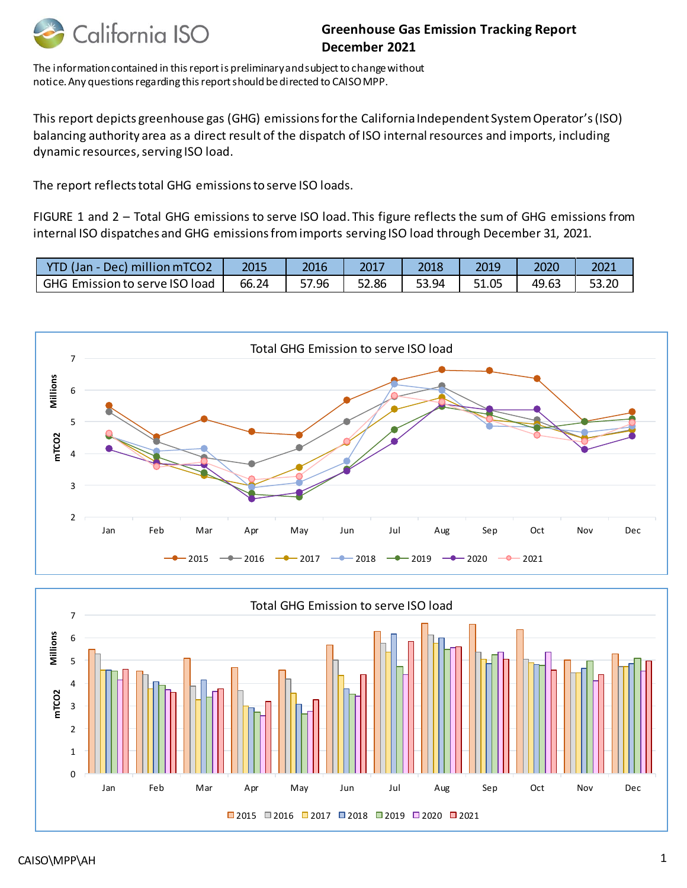# Greenhouse Gas Emission Tracking Report December 2021

The information contained in this report is preliminary and subject to change without notice. Any questions regarding this report should be directed to CAISO MPP.

This report depicts greenhouse gas (GHG) emissions for the California Independent System Operator's (ISO) balancing authority area as a direct result of the dispatch of ISO internal resources and imports, including dynamic resources, serving ISO load.

The report reflects total GHG emissions to serve ISO loads.

FIGURE 1 and 2 – Total GHG emissions to serve ISO load. This figure reflects the sum of GHG emissions from internal ISO dispatches and GHG emissions from imports serving ISO load through December 31, 2021.

| YTD (Jan - Dec) million mTCO2 | 2015 | 2016 | 2017 | 2018 | 2019 | 2020 | 2021 |
|---|---|---|---|---|---|---|---|
| GHG Emission to serve ISO load | 66.24 | 57.96 | 52.86 | 53.94 | 51.05 | 49.63 | 53.20 |

Total GHG Emission to serve ISO load

Total GHG Emission to serve ISO load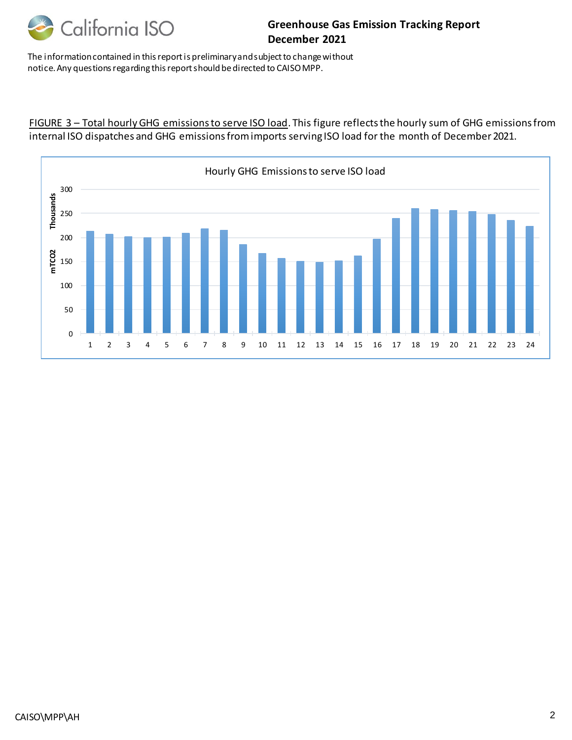The information contained in this report is preliminary and subject to change without notice. Any questions regarding this report should be directed to CAISO MPP.

FIGURE 3 – Total hourly GHG emissions to serve ISO load. This figure reflects the hourly sum of GHG emissions from internal ISO dispatches and GHG emissions from imports serving ISO load for the month of December 2021.

Hourly GHG Emissions to serve ISO load

Thousands

mTCO2

300
250
200
150
100
50
0

1 2 3 4 5 6 7 8 9 10 11 12 13 14 15 16 17 18 19 20 21 22 23 24

CAISO\MPP\AH